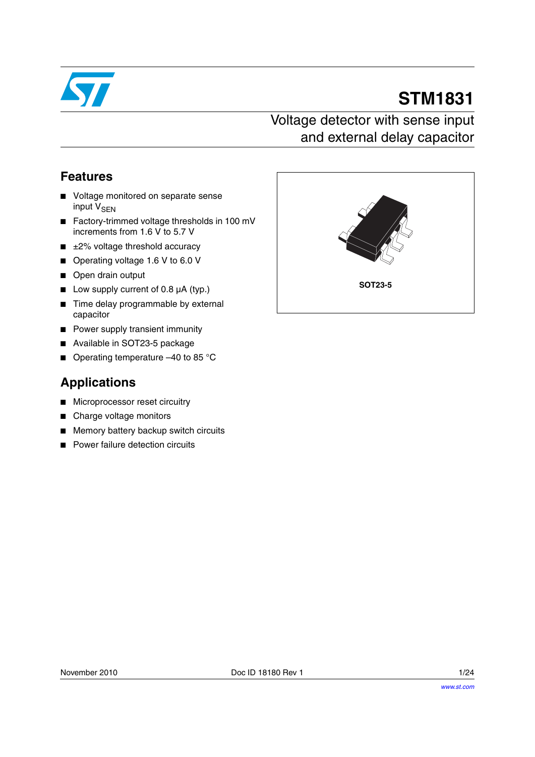# STM1831

## Voltage detector with sense input and external delay capacitor

## Features

- Voltage monitored on separate sense input $V_{SEN}$
- Factory-trimmed voltage thresholds in 100 mV increments from 1.6 V to 5.7 V
- ±2% voltage threshold accuracy
- Operating voltage 1.6 V to 6.0 V
- Open drain output
- Low supply current of 0.8 µA (typ.)
- Time delay programmable by external capacitor
- Power supply transient immunity
- Available in SOT23-5 package
- Operating temperature –40 to 85 °C

SOT23-5

## Applications

- Microprocessor reset circuitry
- Charge voltage monitors
- Memory battery backup switch circuits
- Power failure detection circuits

November 2010 Doc ID 18180 Rev 1

www.st.com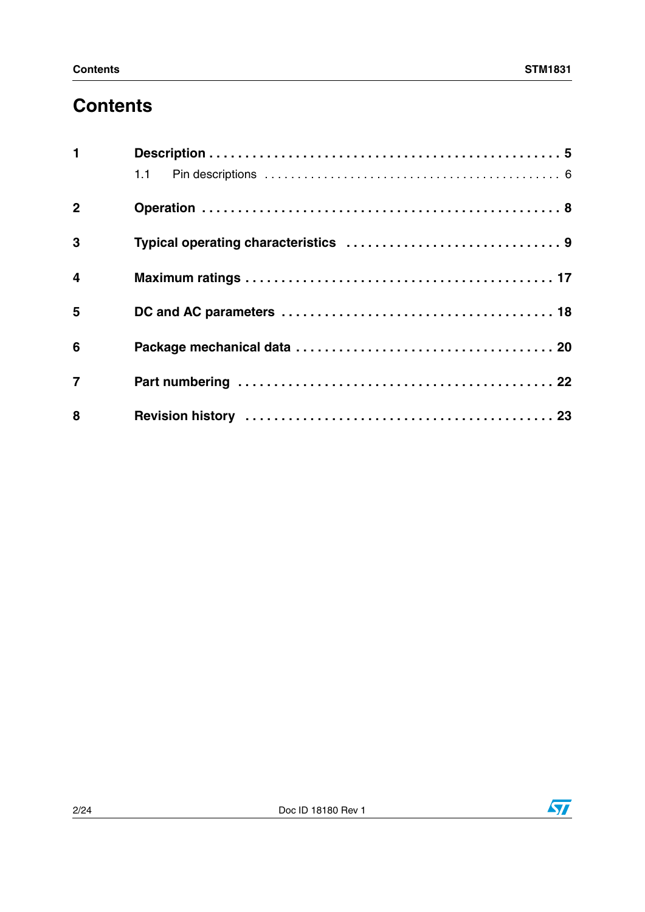# Contents

1 **Description** . . . . . . . . . . . . . . . . . . . . . . . . . . . . . . . . . . . . . . . . . . . . . . **5**

  1.1 Pin descriptions . . . . . . . . . . . . . . . . . . . . . . . . . . . . . . . . . . . . . . . . . . . 6

2 **Operation** . . . . . . . . . . . . . . . . . . . . . . . . . . . . . . . . . . . . . . . . . . . . . . **8**

3 **Typical operating characteristics** . . . . . . . . . . . . . . . . . . . . . . . . . . . . . **9**

4 **Maximum ratings** . . . . . . . . . . . . . . . . . . . . . . . . . . . . . . . . . . . . . . . . . **17**

5 **DC and AC parameters** . . . . . . . . . . . . . . . . . . . . . . . . . . . . . . . . . . . . **18**

6 **Package mechanical data** . . . . . . . . . . . . . . . . . . . . . . . . . . . . . . . . . . **20**

7 **Part numbering** . . . . . . . . . . . . . . . . . . . . . . . . . . . . . . . . . . . . . . . . . . **22**

8 **Revision history** . . . . . . . . . . . . . . . . . . . . . . . . . . . . . . . . . . . . . . . . . **23**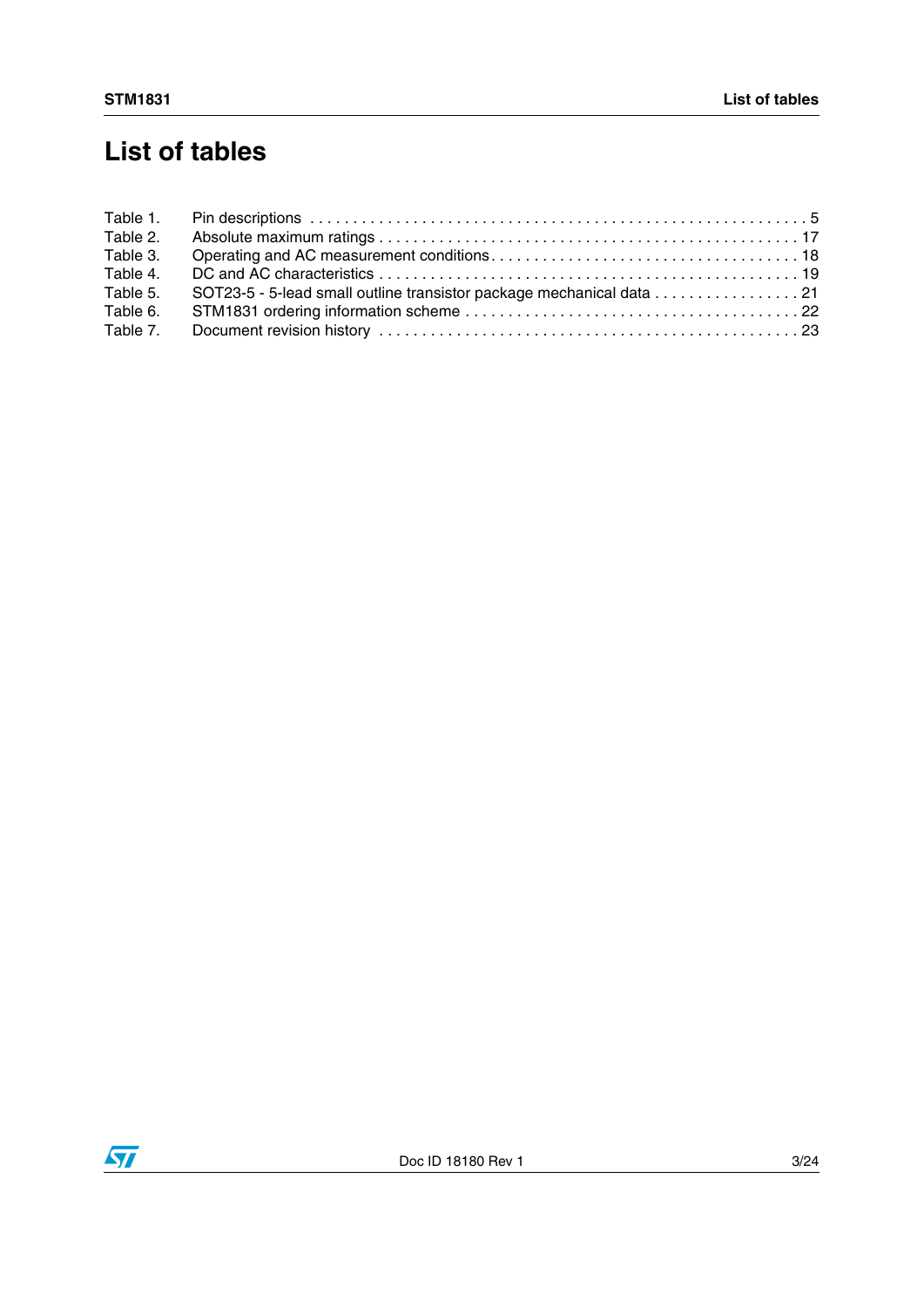# List of tables

| | | |
|---|---|---|
| Table 1. | Pin descriptions | 5 |
| Table 2. | Absolute maximum ratings | 17 |
| Table 3. | Operating and AC measurement conditions | 18 |
| Table 4. | DC and AC characteristics | 19 |
| Table 5. | SOT23-5 - 5-lead small outline transistor package mechanical data | 21 |
| Table 6. | STM1831 ordering information scheme | 22 |
| Table 7. | Document revision history | 23 |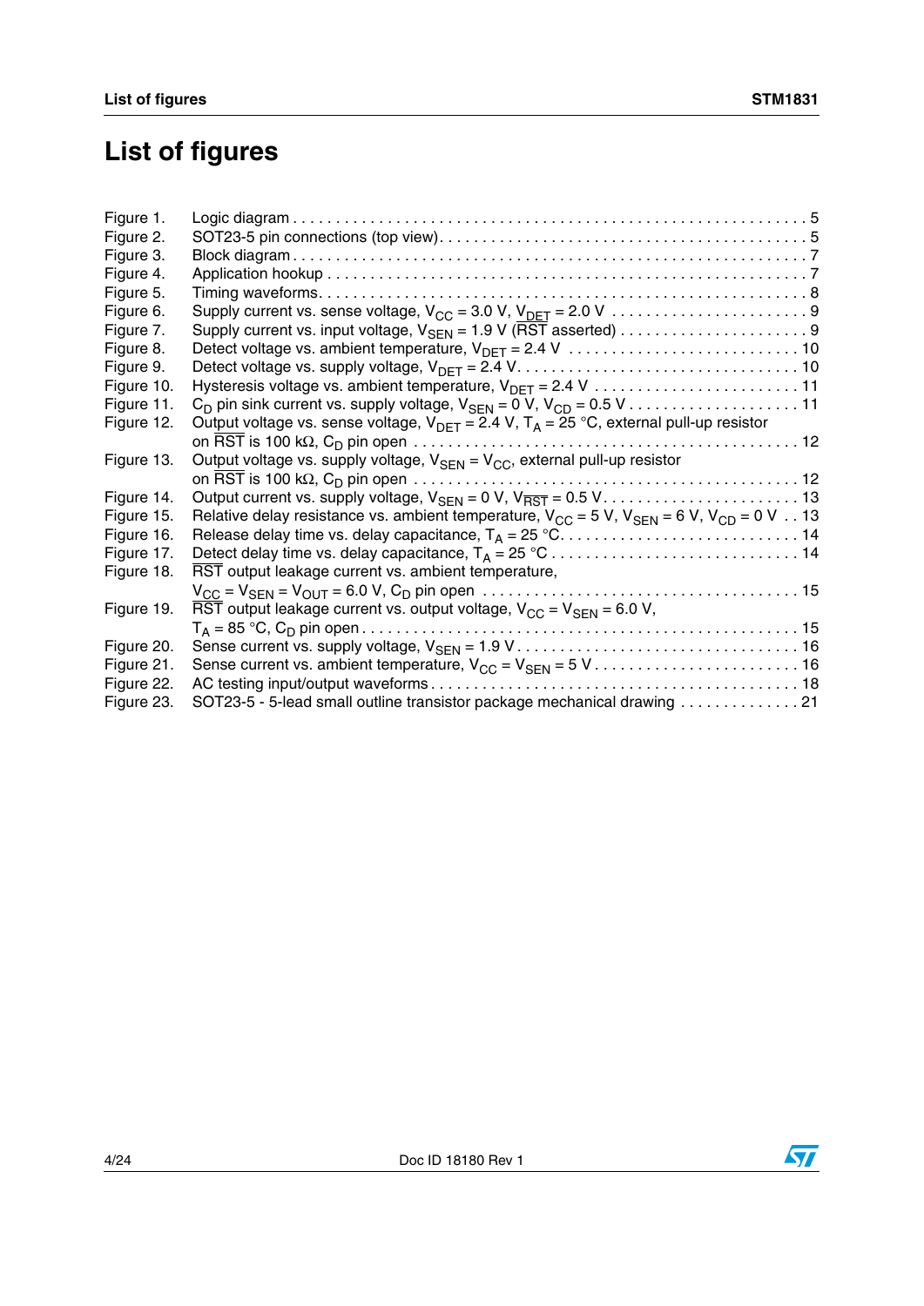# List of figures

Figure 1. Logic diagram . . . 5
Figure 2. SOT23-5 pin connections (top view). . . . 5
Figure 3. Block diagram . . . 7
Figure 4. Application hookup . . . 7
Figure 5. Timing waveforms. . . . 8
Figure 6. Supply current vs. sense voltage, $V_{CC}$ = 3.0 V, $V_{DET}$ = 2.0 V . . . 9
Figure 7. Supply current vs. input voltage, $V_{SEN}$ = 1.9 V ($\overline{RST}$ asserted) . . . 9
Figure 8. Detect voltage vs. ambient temperature, $V_{DET}$ = 2.4 V . . . 10
Figure 9. Detect voltage vs. supply voltage, $V_{DET}$ = 2.4 V. . . . 10
Figure 10. Hysteresis voltage vs. ambient temperature, $V_{DET}$ = 2.4 V . . . 11
Figure 11. $C_D$ pin sink current vs. supply voltage, $V_{SEN}$ = 0 V, $V_{CD}$ = 0.5 V . . . 11
Figure 12. Output voltage vs. sense voltage, $V_{DET}$ = 2.4 V, $T_A$ = 25 °C, external pull-up resistor on $\overline{RST}$ is 100 kΩ, $C_D$ pin open . . . 12
Figure 13. Output voltage vs. supply voltage, $V_{SEN}$ = $V_{CC}$, external pull-up resistor on $\overline{RST}$ is 100 kΩ, $C_D$ pin open . . . 12
Figure 14. Output current vs. supply voltage, $V_{SEN}$ = 0 V, $V_{\overline{RST}}$ = 0.5 V. . . . 13
Figure 15. Relative delay resistance vs. ambient temperature, $V_{CC}$ = 5 V, $V_{SEN}$ = 6 V, $V_{CD}$ = 0 V . . 13
Figure 16. Release delay time vs. delay capacitance, $T_A$ = 25 °C. . . . 14
Figure 17. Detect delay time vs. delay capacitance, $T_A$ = 25 °C . . . 14
Figure 18. $\overline{RST}$ output leakage current vs. ambient temperature, $V_{CC}$ = $V_{SEN}$ = $V_{OUT}$ = 6.0 V, $C_D$ pin open . . . 15
Figure 19. $\overline{RST}$ output leakage current vs. output voltage, $V_{CC}$ = $V_{SEN}$ = 6.0 V, $T_A$ = 85 °C, $C_D$ pin open . . . 15
Figure 20. Sense current vs. supply voltage, $V_{SEN}$ = 1.9 V . . . 16
Figure 21. Sense current vs. ambient temperature, $V_{CC}$ = $V_{SEN}$ = 5 V . . . 16
Figure 22. AC testing input/output waveforms . . . 18
Figure 23. SOT23-5 - 5-lead small outline transistor package mechanical drawing . . . 21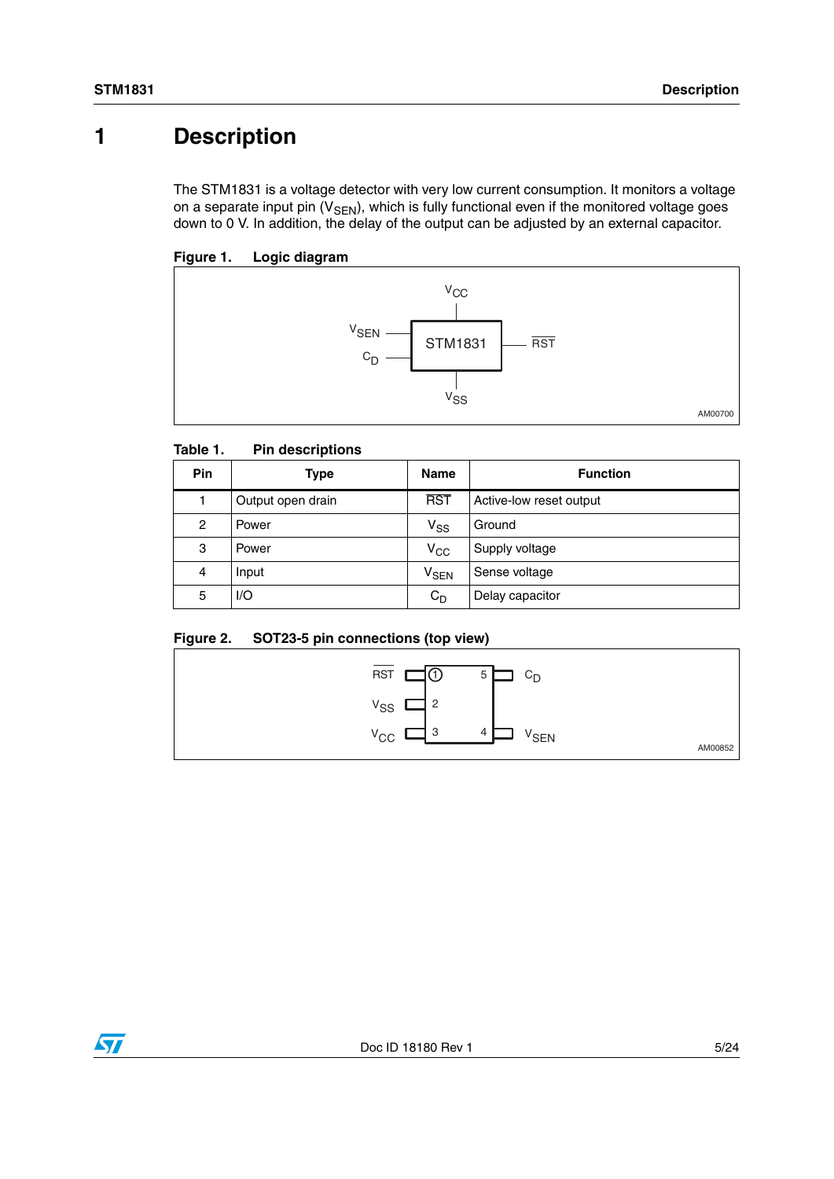# 1 Description

The STM1831 is a voltage detector with very low current consumption. It monitors a voltage on a separate input pin ($V_{SEN}$), which is fully functional even if the monitored voltage goes down to 0 V. In addition, the delay of the output can be adjusted by an external capacitor.

**Figure 1. Logic diagram**

**Table 1. Pin descriptions**

| Pin | Type | Name | Function |
|---|---|---|---|
| 1 | Output open drain | $\overline{RST}$ | Active-low reset output |
| 2 | Power | $V_{SS}$ | Ground |
| 3 | Power | $V_{CC}$ | Supply voltage |
| 4 | Input | $V_{SEN}$ | Sense voltage |
| 5 | I/O | $C_D$ | Delay capacitor |

**Figure 2. SOT23-5 pin connections (top view)**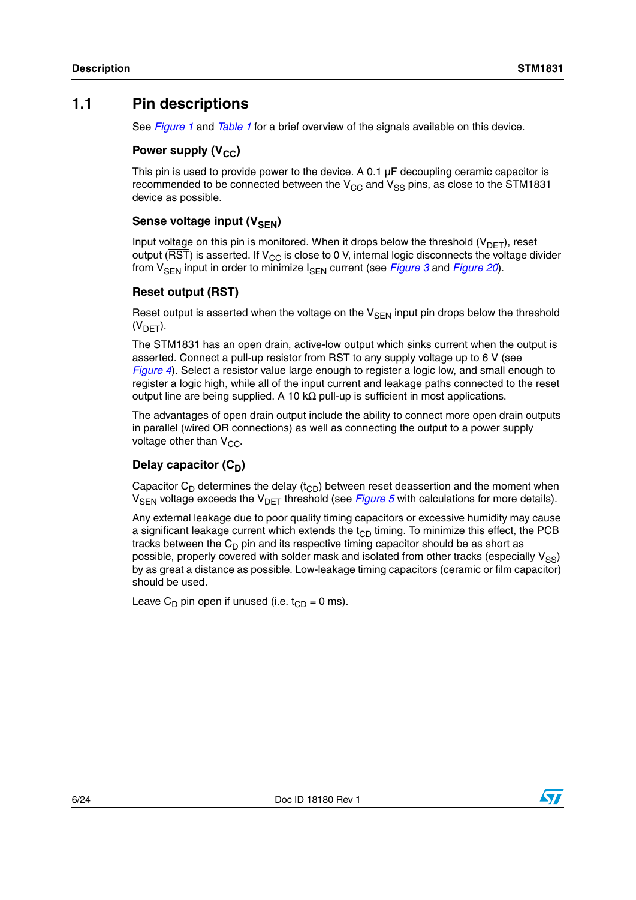## 1.1 Pin descriptions

See *Figure 1* and *Table 1* for a brief overview of the signals available on this device.

### Power supply ($V_{CC}$)

This pin is used to provide power to the device. A 0.1 µF decoupling ceramic capacitor is recommended to be connected between the $V_{CC}$ and $V_{SS}$ pins, as close to the STM1831 device as possible.

### Sense voltage input ($V_{SEN}$)

Input voltage on this pin is monitored. When it drops below the threshold ($V_{DET}$), reset output ($\overline{RST}$) is asserted. If $V_{CC}$ is close to 0 V, internal logic disconnects the voltage divider from $V_{SEN}$ input in order to minimize $I_{SEN}$ current (see *Figure 3* and *Figure 20*).

### Reset output ($\overline{RST}$)

Reset output is asserted when the voltage on the $V_{SEN}$ input pin drops below the threshold ($V_{DET}$).

The STM1831 has an open drain, active-low output which sinks current when the output is asserted. Connect a pull-up resistor from $\overline{RST}$ to any supply voltage up to 6 V (see *Figure 4*). Select a resistor value large enough to register a logic low, and small enough to register a logic high, while all of the input current and leakage paths connected to the reset output line are being supplied. A 10 kΩ pull-up is sufficient in most applications.

The advantages of open drain output include the ability to connect more open drain outputs in parallel (wired OR connections) as well as connecting the output to a power supply voltage other than $V_{CC}$.

### Delay capacitor ($C_D$)

Capacitor $C_D$ determines the delay ($t_{CD}$) between reset deassertion and the moment when $V_{SEN}$ voltage exceeds the $V_{DET}$ threshold (see *Figure 5* with calculations for more details).

Any external leakage due to poor quality timing capacitors or excessive humidity may cause a significant leakage current which extends the $t_{CD}$ timing. To minimize this effect, the PCB tracks between the $C_D$ pin and its respective timing capacitor should be as short as possible, properly covered with solder mask and isolated from other tracks (especially $V_{SS}$) by as great a distance as possible. Low-leakage timing capacitors (ceramic or film capacitor) should be used.

Leave $C_D$ pin open if unused (i.e. $t_{CD}$ = 0 ms).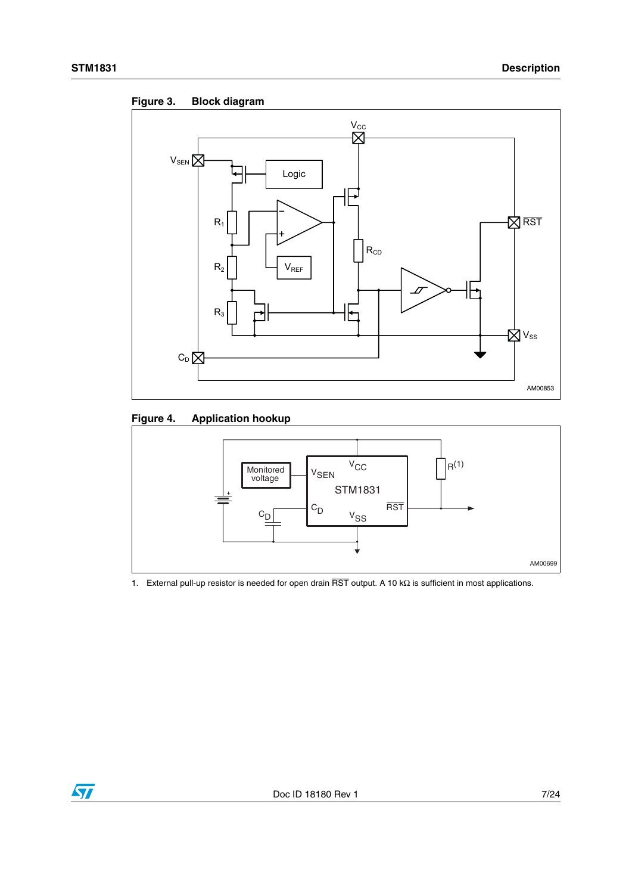**Figure 3. Block diagram**

**Figure 4. Application hookup**

1. External pull-up resistor is needed for open drain $\overline{RST}$ output. A 10 kΩ is sufficient in most applications.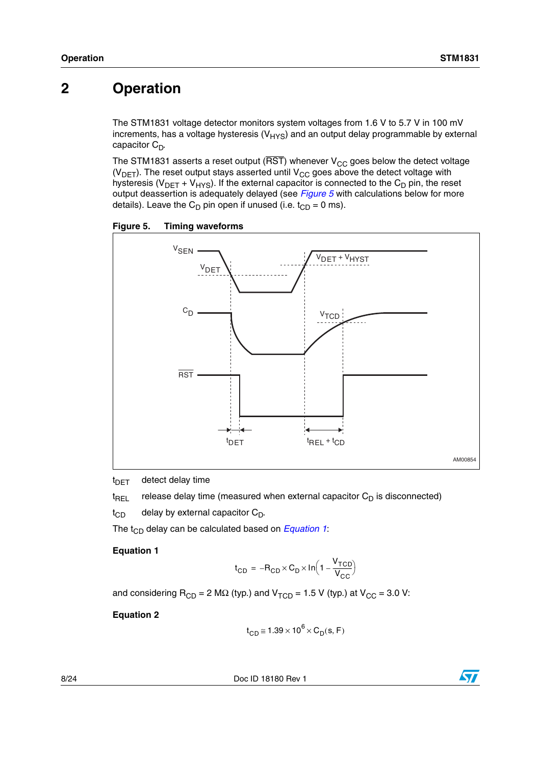# 2 Operation

The STM1831 voltage detector monitors system voltages from 1.6 V to 5.7 V in 100 mV increments, has a voltage hysteresis ($V_{HYS}$) and an output delay programmable by external capacitor $C_D$.

The STM1831 asserts a reset output ($\overline{RST}$) whenever $V_{CC}$ goes below the detect voltage ($V_{DET}$). The reset output stays asserted until $V_{CC}$ goes above the detect voltage with hysteresis ($V_{DET}$ + $V_{HYS}$). If the external capacitor is connected to the $C_D$ pin, the reset output deassertion is adequately delayed (see *Figure 5* with calculations below for more details). Leave the $C_D$ pin open if unused (i.e. $t_{CD}$ = 0 ms).

**Figure 5. Timing waveforms**

$t_{DET}$ detect delay time

$t_{REL}$ release delay time (measured when external capacitor $C_D$ is disconnected)

$t_{CD}$ delay by external capacitor $C_D$.

The $t_{CD}$ delay can be calculated based on *Equation 1*:

**Equation 1**

$$t_{CD} = -R_{CD} \times C_D \times \ln\left(1 - \frac{V_{TCD}}{V_{CC}}\right)$$

and considering $R_{CD}$ = 2 MΩ (typ.) and $V_{TCD}$ = 1.5 V (typ.) at $V_{CC}$ = 3.0 V:

**Equation 2**

$$t_{CD} \cong 1.39 \times 10^6 \times C_D(s, F)$$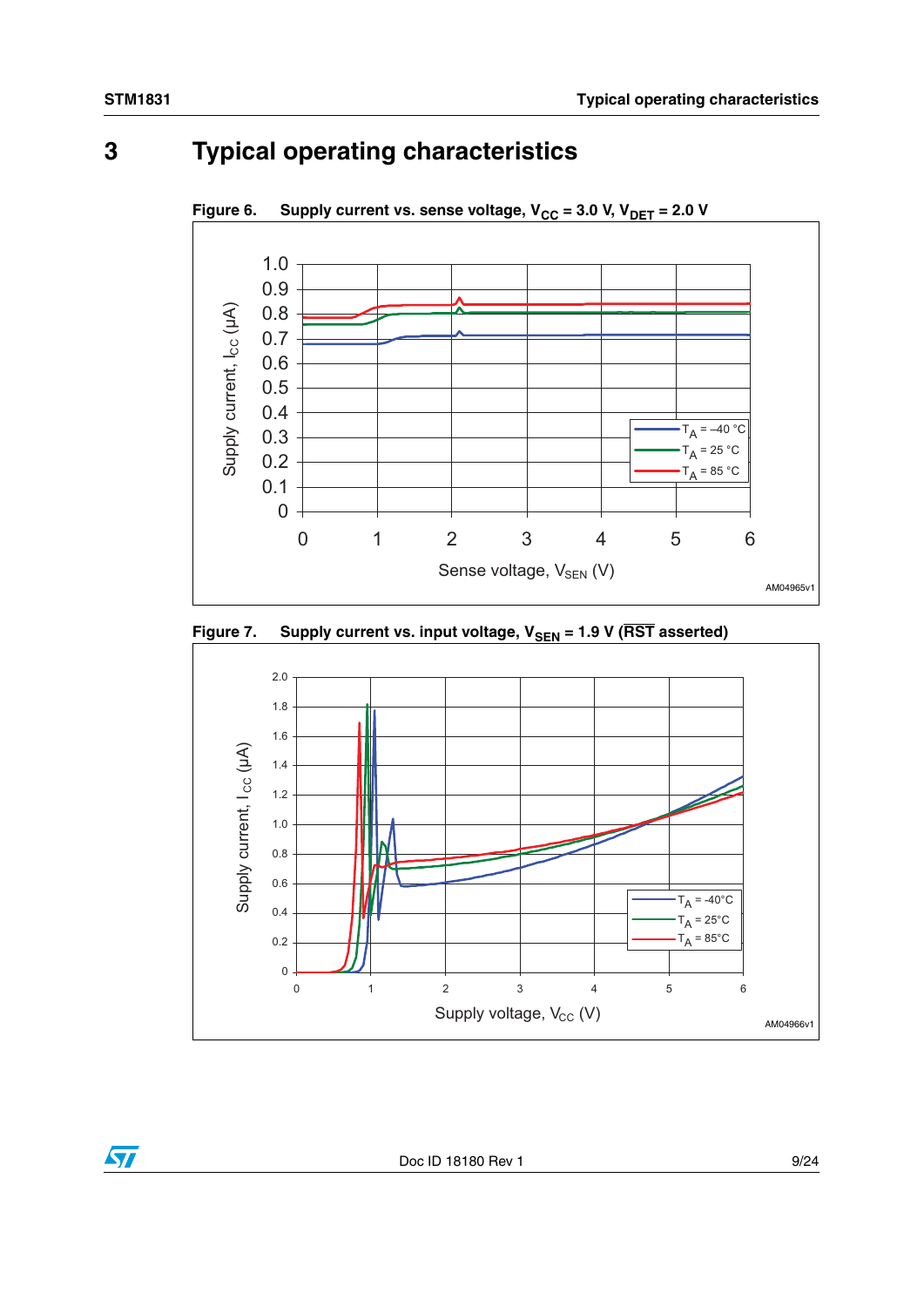# 3 Typical operating characteristics

**Figure 6. Supply current vs. sense voltage, $V_{CC}$ = 3.0 V, $V_{DET}$ = 2.0 V**

**Figure 7. Supply current vs. input voltage, $V_{SEN}$ = 1.9 V ($\overline{RST}$ asserted)**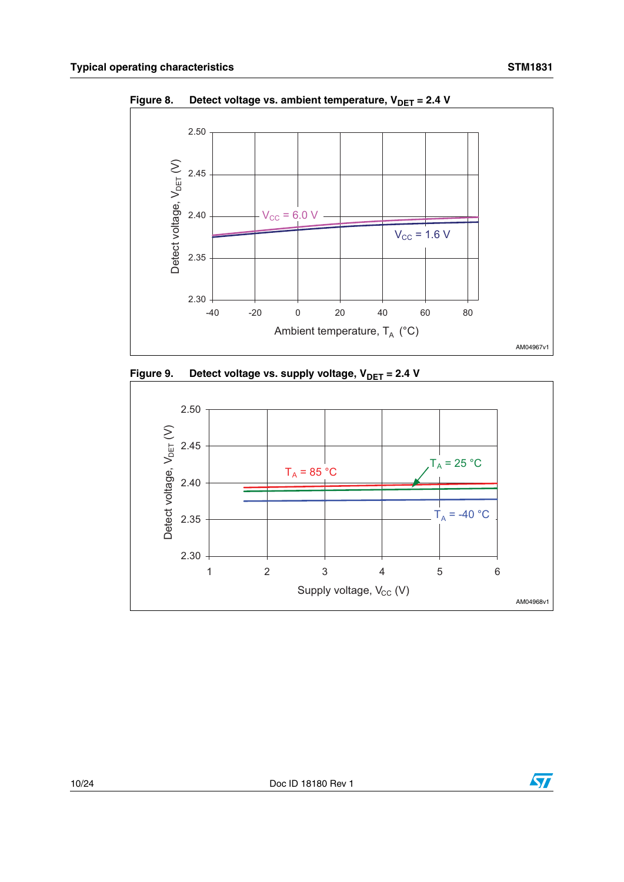Figure 8. Detect voltage vs. ambient temperature, $V_{DET}$ = 2.4 V

Figure 9. Detect voltage vs. supply voltage, $V_{DET}$ = 2.4 V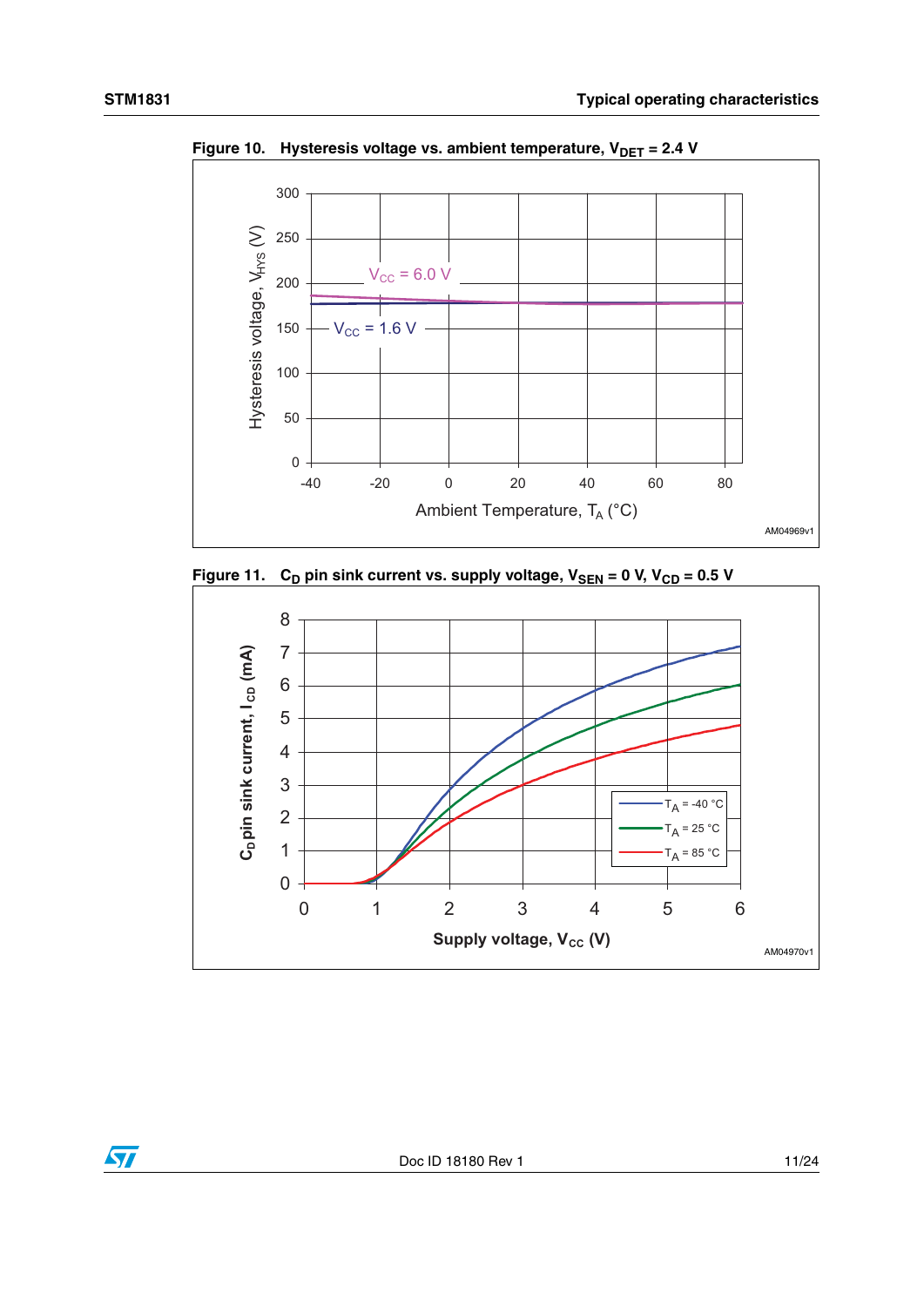**Figure 10. Hysteresis voltage vs. ambient temperature, $V_{DET}$ = 2.4 V**

**Figure 11. $C_D$ pin sink current vs. supply voltage, $V_{SEN}$ = 0 V, $V_{CD}$ = 0.5 V**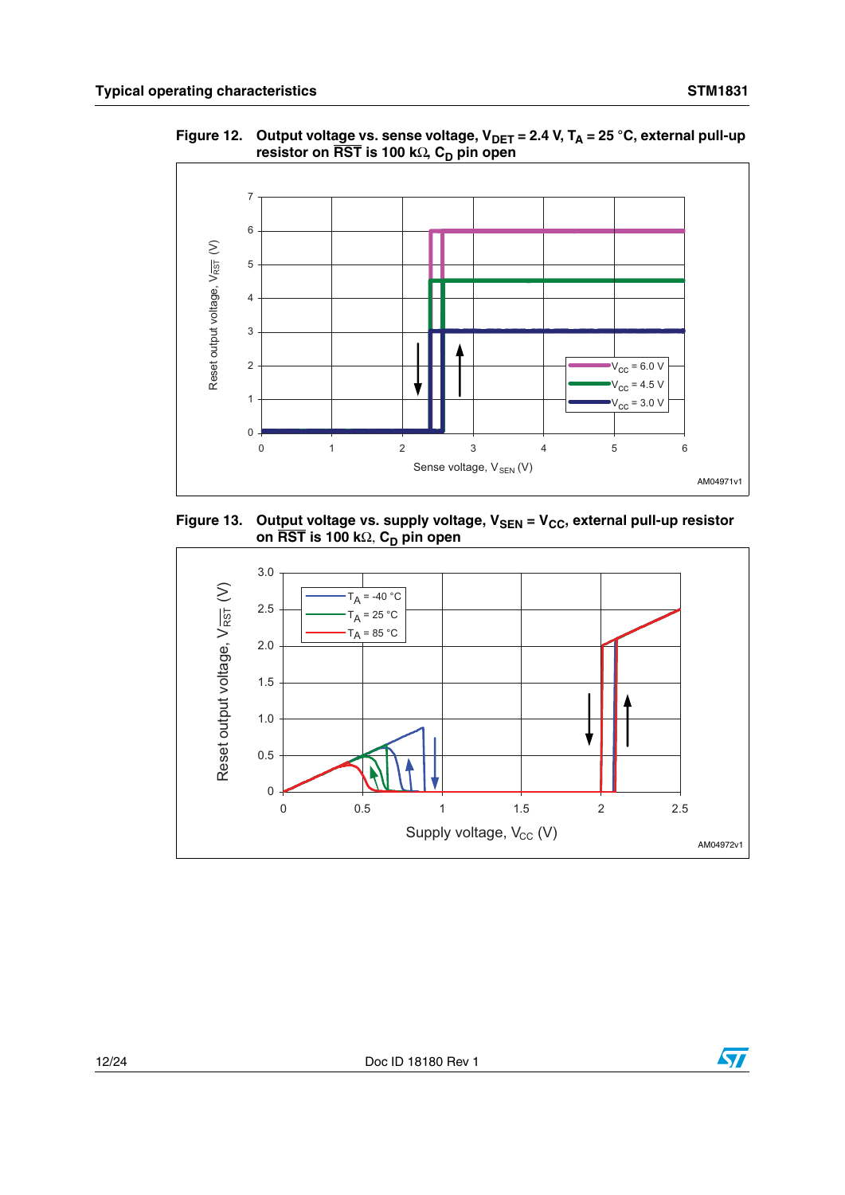**Figure 12. Output voltage vs. sense voltage, $V_{DET}$ = 2.4 V, $T_A$ = 25 °C, external pull-up resistor on $\overline{RST}$ is 100 kΩ, $C_D$ pin open**

**Figure 13. Output voltage vs. supply voltage, $V_{SEN}$ = $V_{CC}$, external pull-up resistor on $\overline{RST}$ is 100 kΩ, $C_D$ pin open**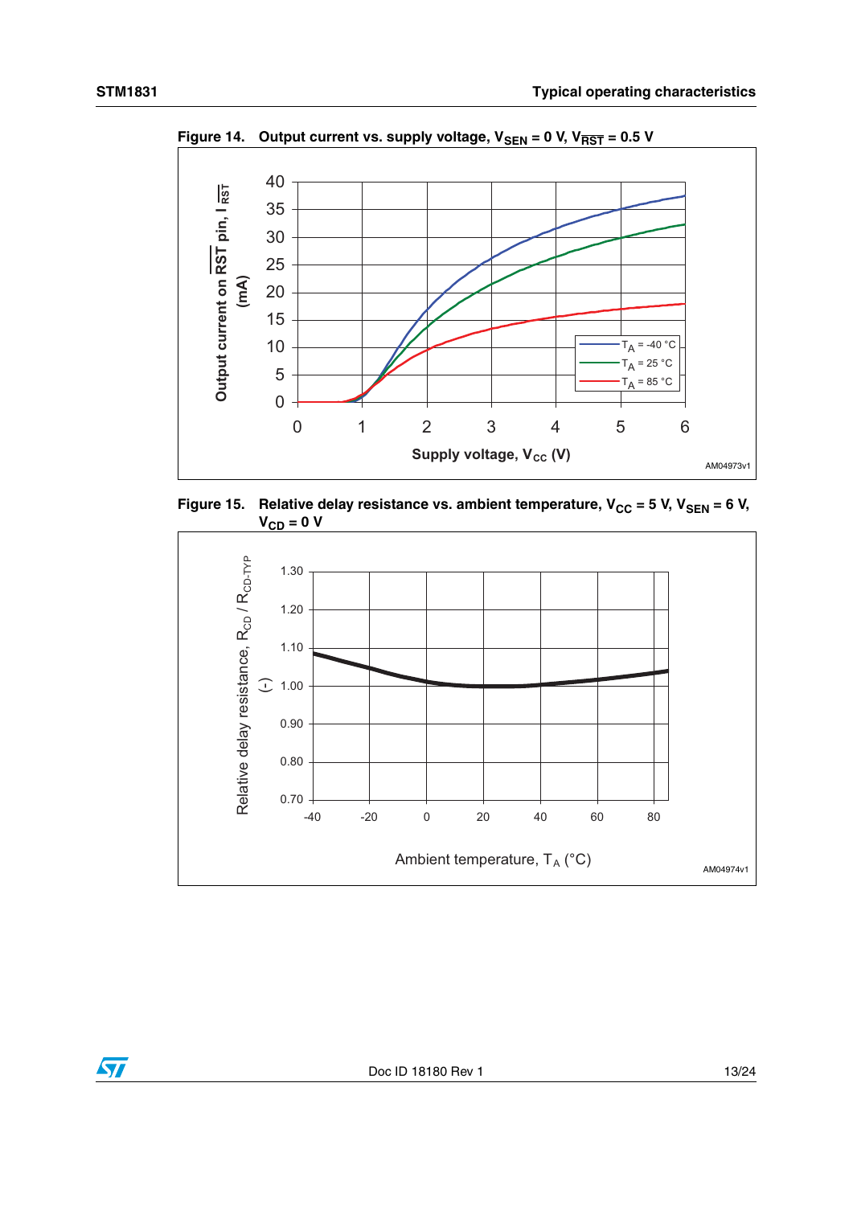Figure 14. Output current vs. supply voltage, $V_{SEN}$ = 0 V, $V_{\overline{RST}}$ = 0.5 V

Figure 15. Relative delay resistance vs. ambient temperature, $V_{CC}$ = 5 V, $V_{SEN}$ = 6 V, $V_{CD}$ = 0 V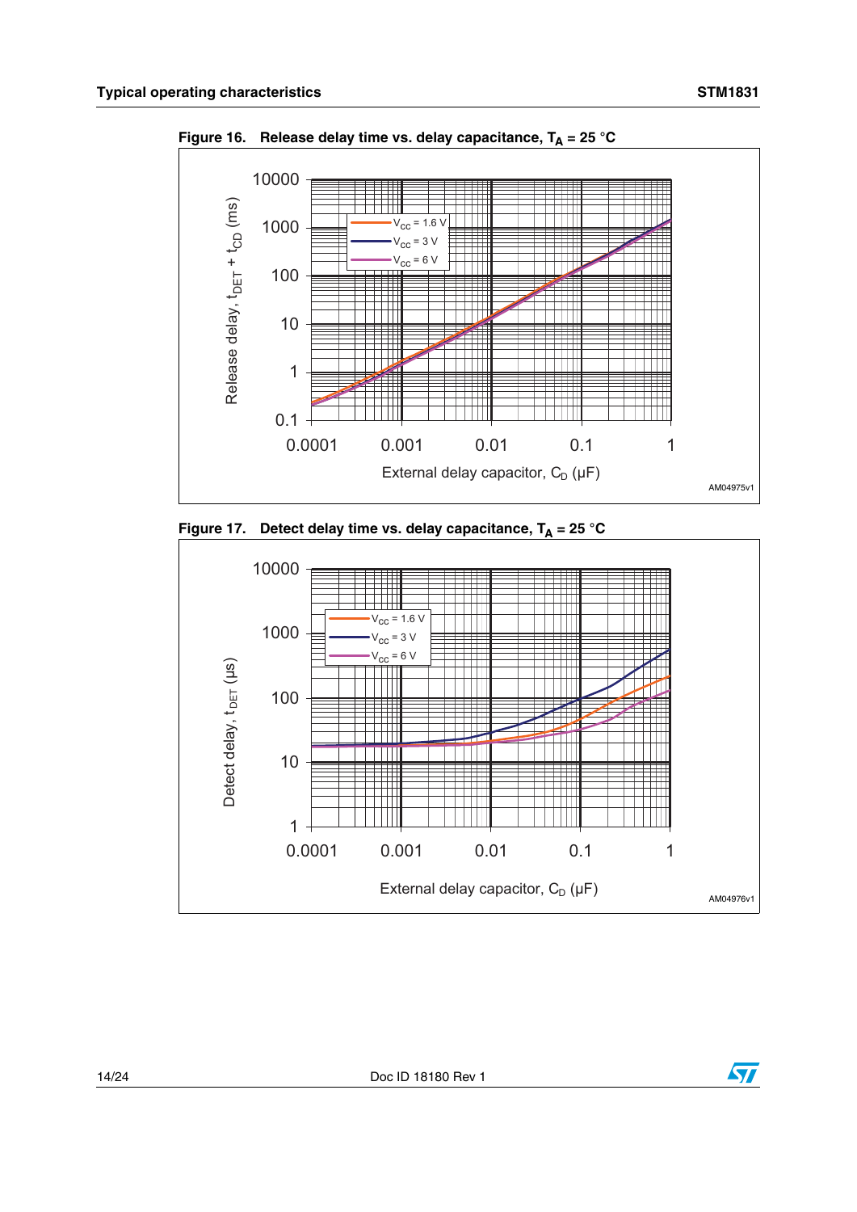**Figure 16. Release delay time vs. delay capacitance, $T_A$ = 25 °C**

**Figure 17. Detect delay time vs. delay capacitance, $T_A$ = 25 °C**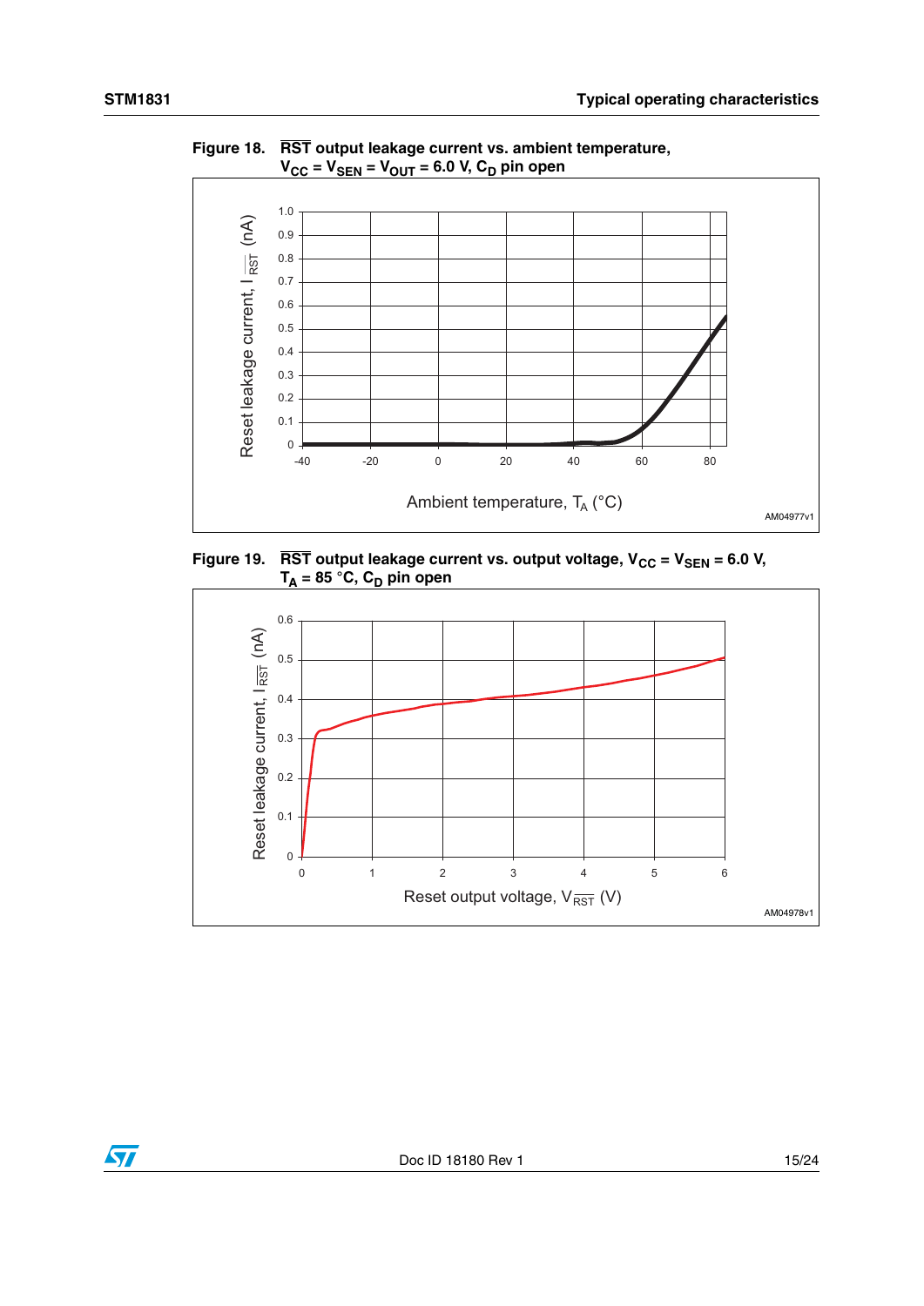**Figure 18. $\overline{RST}$ output leakage current vs. ambient temperature, $V_{CC} = V_{SEN} = V_{OUT} = 6.0$ V, $C_D$ pin open**

**Figure 19. $\overline{RST}$ output leakage current vs. output voltage, $V_{CC} = V_{SEN} = 6.0$ V, $T_A = 85$ °C, $C_D$ pin open**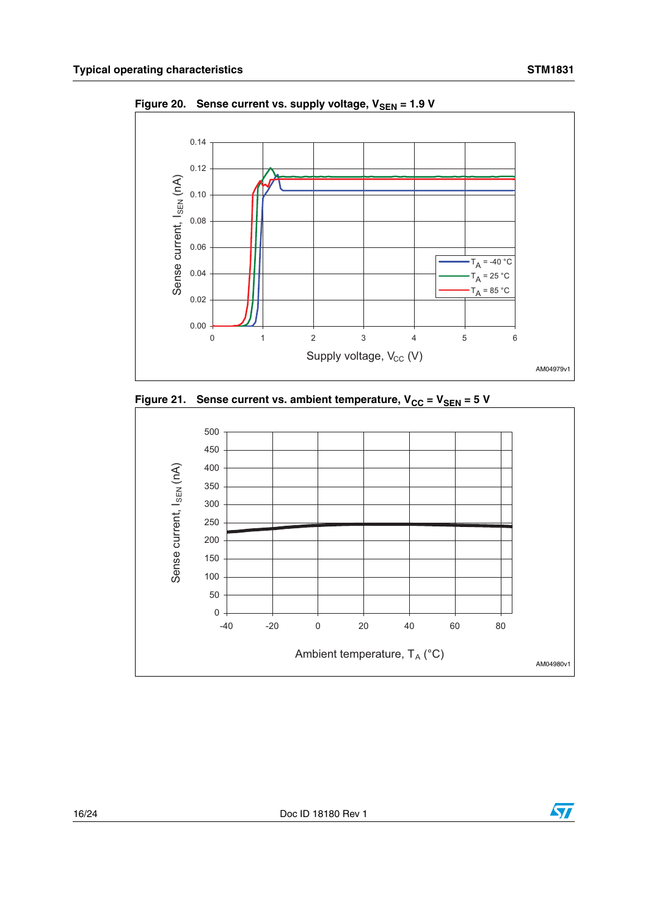Figure 20. Sense current vs. supply voltage, $V_{SEN}$ = 1.9 V

Figure 21. Sense current vs. ambient temperature, $V_{CC}$ = $V_{SEN}$ = 5 V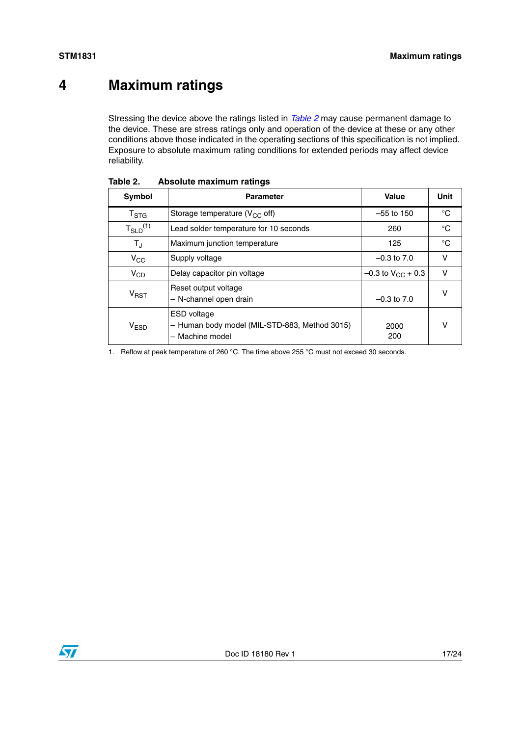# 4 Maximum ratings

Stressing the device above the ratings listed in *Table 2* may cause permanent damage to the device. These are stress ratings only and operation of the device at these or any other conditions above those indicated in the operating sections of this specification is not implied. Exposure to absolute maximum rating conditions for extended periods may affect device reliability.

**Table 2. Absolute maximum ratings**

| Symbol | Parameter | Value | Unit |
|---|---|---|---|
| $T_{STG}$ | Storage temperature ($V_{CC}$ off) | –55 to 150 | °C |
| $T_{SLD}$[(1)] | Lead solder temperature for 10 seconds | 260 | °C |
| $T_J$ | Maximum junction temperature | 125 | °C |
| $V_{CC}$ | Supply voltage | –0.3 to 7.0 | V |
| $V_{CD}$ | Delay capacitor pin voltage | –0.3 to $V_{CC}$ + 0.3 | V |
| $V_{RST}$ | Reset output voltage<br>– N-channel open drain | –0.3 to 7.0 | V |
| $V_{ESD}$ | ESD voltage<br>– Human body model (MIL-STD-883, Method 3015)<br>– Machine model | 2000<br>200 | V |

1. Reflow at peak temperature of 260 °C. The time above 255 °C must not exceed 30 seconds.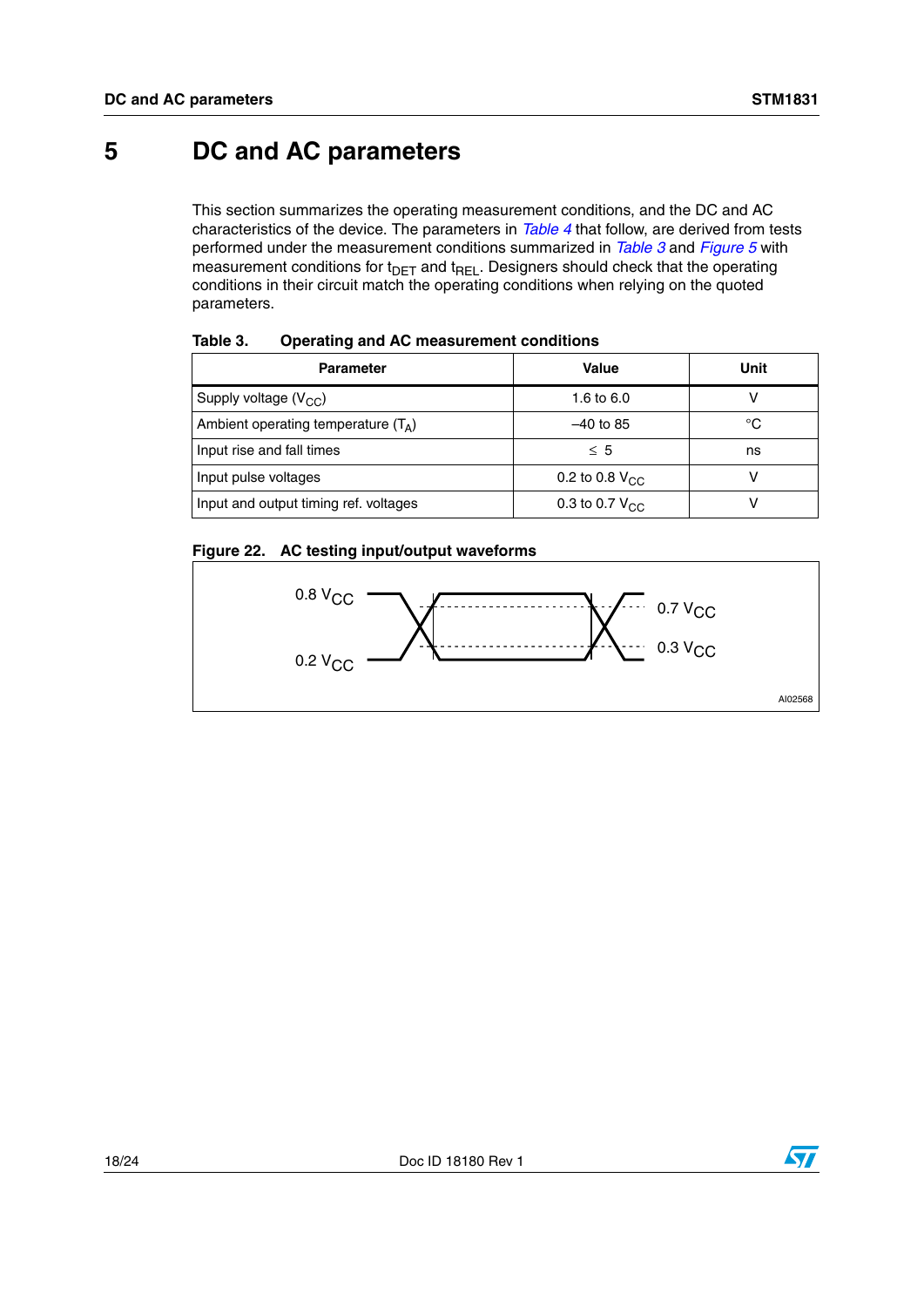# 5 DC and AC parameters

This section summarizes the operating measurement conditions, and the DC and AC characteristics of the device. The parameters in *Table 4* that follow, are derived from tests performed under the measurement conditions summarized in *Table 3* and *Figure 5* with measurement conditions for $t_{DET}$ and $t_{REL}$. Designers should check that the operating conditions in their circuit match the operating conditions when relying on the quoted parameters.

**Table 3. Operating and AC measurement conditions**

| Parameter | Value | Unit |
|---|---|---|
| Supply voltage ($V_{CC}$) | 1.6 to 6.0 | V |
| Ambient operating temperature ($T_A$) | –40 to 85 | °C |
| Input rise and fall times | ≤ 5 | ns |
| Input pulse voltages | 0.2 to 0.8 $V_{CC}$ | V |
| Input and output timing ref. voltages | 0.3 to 0.7 $V_{CC}$ | V |

**Figure 22. AC testing input/output waveforms**

0.8 $V_{CC}$

0.2 $V_{CC}$

0.7 $V_{CC}$

0.3 $V_{CC}$

AI02568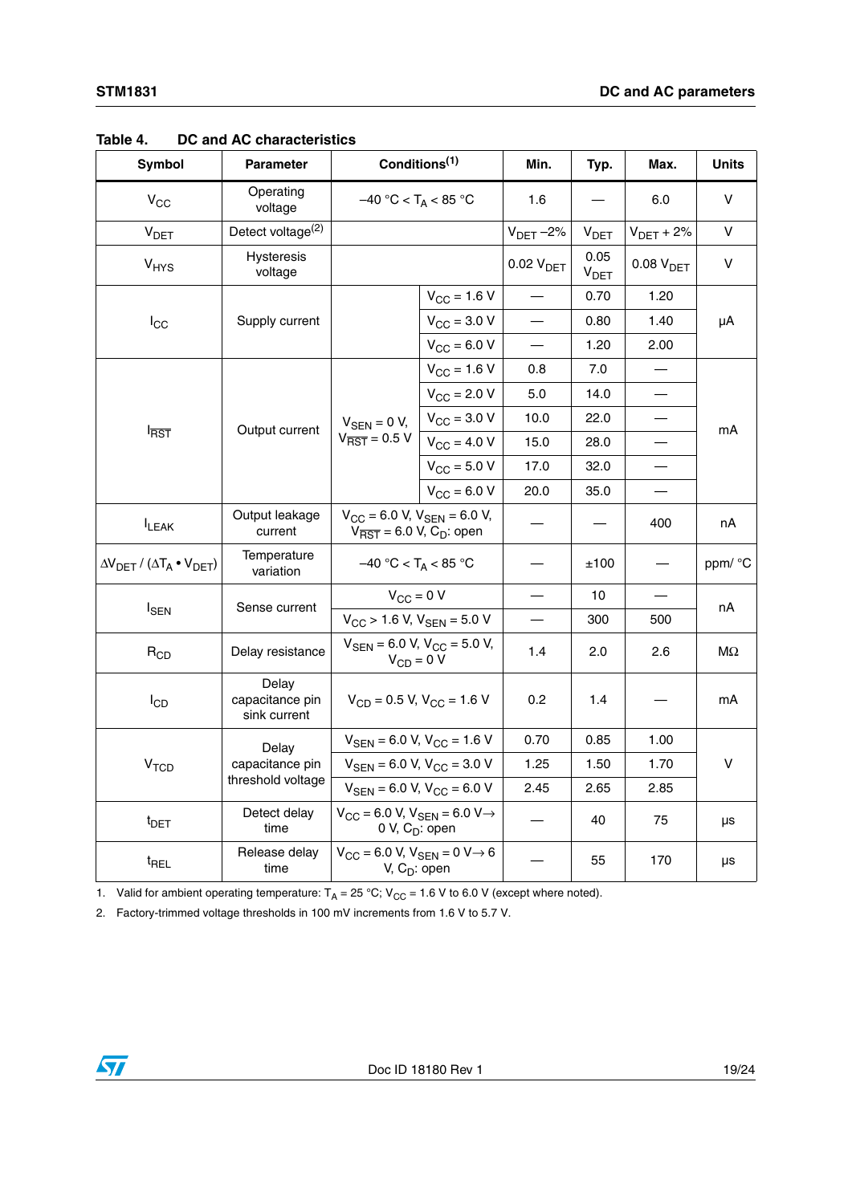**Table 4. DC and AC characteristics**

| Symbol | Parameter | Conditions(1) | | Min. | Typ. | Max. | Units |
|---|---|---|---|---|---|---|---|
| $V_{CC}$ | Operating voltage | –40 °C < $T_A$ < 85 °C | | 1.6 | — | 6.0 | V |
| $V_{DET}$ | Detect voltage(2) | | | $V_{DET}$ –2% | $V_{DET}$ | $V_{DET}$ + 2% | V |
| $V_{HYS}$ | Hysteresis voltage | | | 0.02 $V_{DET}$ | 0.05 $V_{DET}$ | 0.08 $V_{DET}$ | V |
| $I_{CC}$ | Supply current | | $V_{CC}$ = 1.6 V | — | 0.70 | 1.20 | µA |
| | | | $V_{CC}$ = 3.0 V | — | 0.80 | 1.40 | |
| | | | $V_{CC}$ = 6.0 V | — | 1.20 | 2.00 | |
| $I_{\overline{RST}}$ | Output current | $V_{SEN}$ = 0 V, $V_{\overline{RST}}$ = 0.5 V | $V_{CC}$ = 1.6 V | 0.8 | 7.0 | — | mA |
| | | | $V_{CC}$ = 2.0 V | 5.0 | 14.0 | — | |
| | | | $V_{CC}$ = 3.0 V | 10.0 | 22.0 | — | |
| | | | $V_{CC}$ = 4.0 V | 15.0 | 28.0 | — | |
| | | | $V_{CC}$ = 5.0 V | 17.0 | 32.0 | — | |
| | | | $V_{CC}$ = 6.0 V | 20.0 | 35.0 | — | |
| $I_{LEAK}$ | Output leakage current | $V_{CC}$ = 6.0 V, $V_{SEN}$ = 6.0 V, $V_{\overline{RST}}$ = 6.0 V, $C_D$: open | | — | — | 400 | nA |
| $\Delta V_{DET} / (\Delta T_A \bullet V_{DET})$ | Temperature variation | –40 °C < $T_A$ < 85 °C | | — | ±100 | — | ppm/ °C |
| $I_{SEN}$ | Sense current | $V_{CC}$ = 0 V | | — | 10 | — | nA |
| | | $V_{CC}$ > 1.6 V, $V_{SEN}$ = 5.0 V | | — | 300 | 500 | |
| $R_{CD}$ | Delay resistance | $V_{SEN}$ = 6.0 V, $V_{CC}$ = 5.0 V, $V_{CD}$ = 0 V | | 1.4 | 2.0 | 2.6 | MΩ |
| $I_{CD}$ | Delay capacitance pin sink current | $V_{CD}$ = 0.5 V, $V_{CC}$ = 1.6 V | | 0.2 | 1.4 | — | mA |
| $V_{TCD}$ | Delay capacitance pin threshold voltage | $V_{SEN}$ = 6.0 V, $V_{CC}$ = 1.6 V | | 0.70 | 0.85 | 1.00 | V |
| | | $V_{SEN}$ = 6.0 V, $V_{CC}$ = 3.0 V | | 1.25 | 1.50 | 1.70 | |
| | | $V_{SEN}$ = 6.0 V, $V_{CC}$ = 6.0 V | | 2.45 | 2.65 | 2.85 | |
| $t_{DET}$ | Detect delay time | $V_{CC}$ = 6.0 V, $V_{SEN}$ = 6.0 V→ 0 V, $C_D$: open | | — | 40 | 75 | µs |
| $t_{REL}$ | Release delay time | $V_{CC}$ = 6.0 V, $V_{SEN}$ = 0 V→ 6 V, $C_D$: open | | — | 55 | 170 | µs |

1. Valid for ambient operating temperature: $T_A$ = 25 °C; $V_{CC}$ = 1.6 V to 6.0 V (except where noted).
2. Factory-trimmed voltage thresholds in 100 mV increments from 1.6 V to 5.7 V.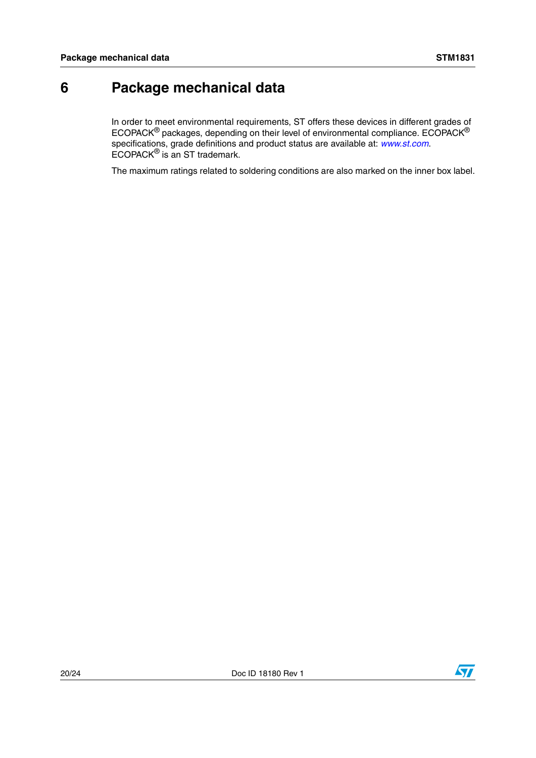# 6 Package mechanical data

In order to meet environmental requirements, ST offers these devices in different grades of ECOPACK® packages, depending on their level of environmental compliance. ECOPACK® specifications, grade definitions and product status are available at: *www.st.com*. ECOPACK® is an ST trademark.

The maximum ratings related to soldering conditions are also marked on the inner box label.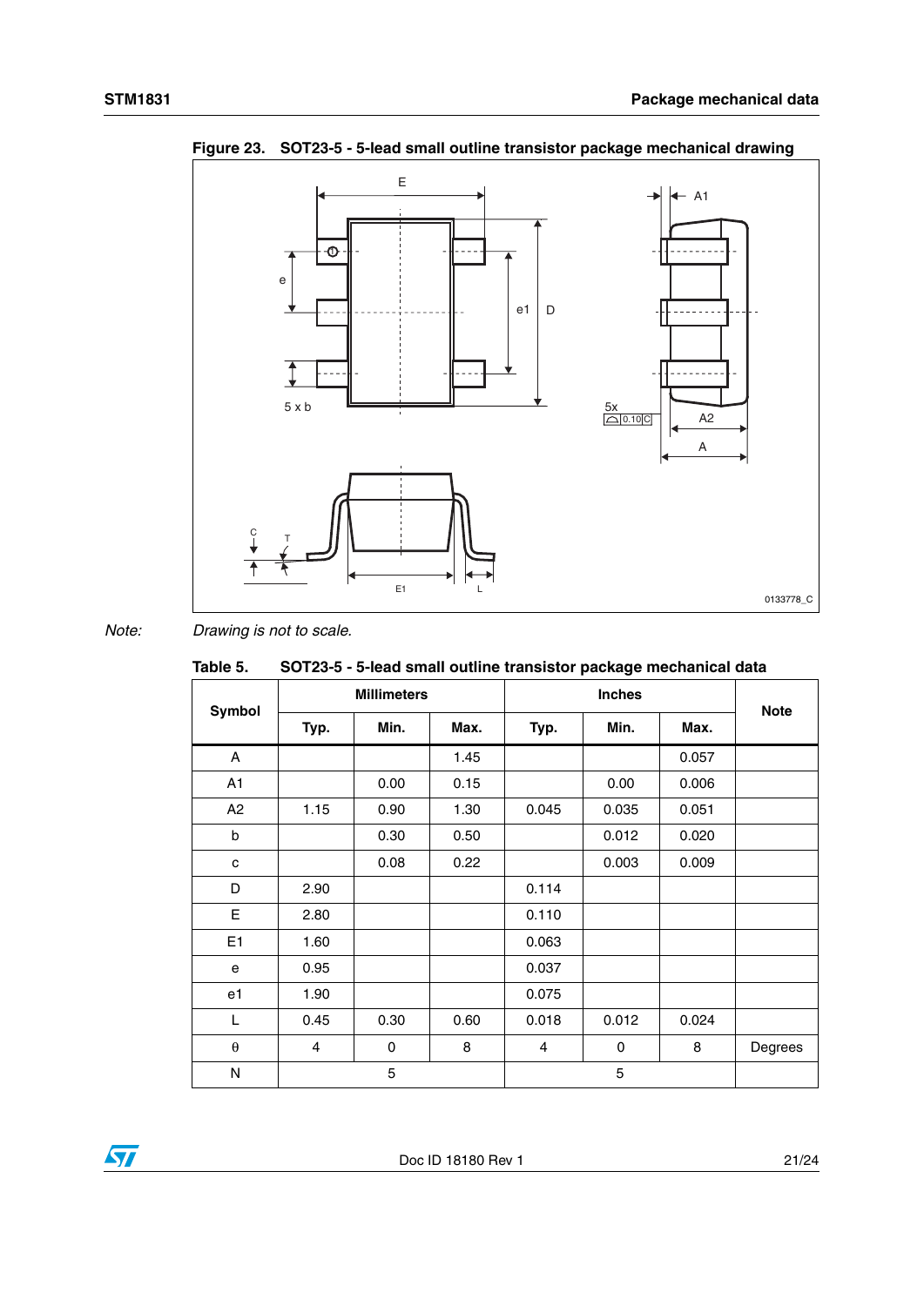**Figure 23. SOT23-5 - 5-lead small outline transistor package mechanical drawing**

Note: *Drawing is not to scale.*

**Table 5. SOT23-5 - 5-lead small outline transistor package mechanical data**

| Symbol | Millimeters | | | Inches | | | Note |
|---|---|---|---|---|---|---|---|
| | Typ. | Min. | Max. | Typ. | Min. | Max. | |
| A | | | 1.45 | | | 0.057 | |
| A1 | | 0.00 | 0.15 | | 0.00 | 0.006 | |
| A2 | 1.15 | 0.90 | 1.30 | 0.045 | 0.035 | 0.051 | |
| b | | 0.30 | 0.50 | | 0.012 | 0.020 | |
| c | | 0.08 | 0.22 | | 0.003 | 0.009 | |
| D | 2.90 | | | 0.114 | | | |
| E | 2.80 | | | 0.110 | | | |
| E1 | 1.60 | | | 0.063 | | | |
| e | 0.95 | | | 0.037 | | | |
| e1 | 1.90 | | | 0.075 | | | |
| L | 0.45 | 0.30 | 0.60 | 0.018 | 0.012 | 0.024 | |
| $\theta$ | 4 | 0 | 8 | 4 | 0 | 8 | Degrees |
| N | 5 | | | 5 | | | |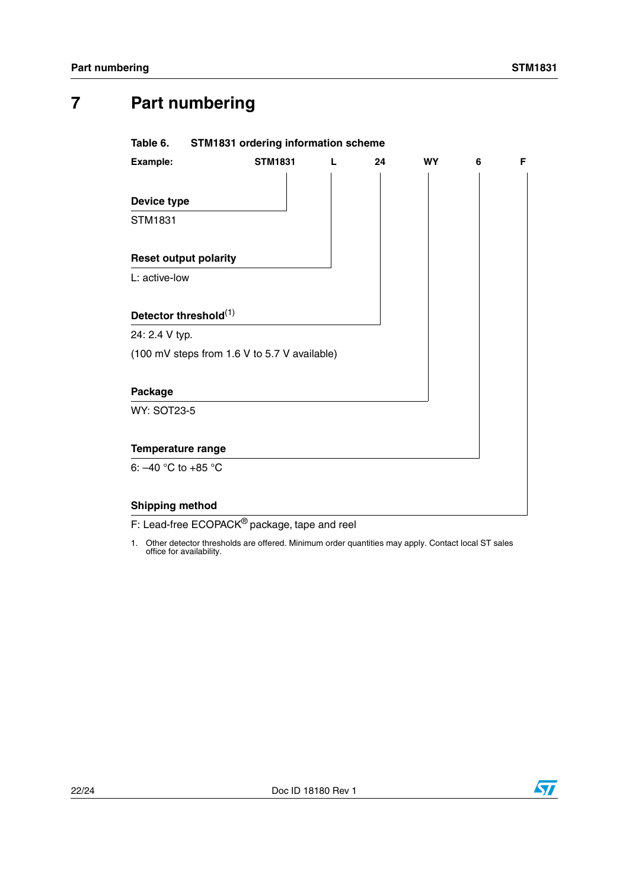# 7 Part numbering

**Table 6. STM1831 ordering information scheme**

**Example:** STM1831 L 24 WY 6 F

**Device type**

STM1831

**Reset output polarity**

L: active-low

**Detector threshold**[1]

24: 2.4 V typ.

(100 mV steps from 1.6 V to 5.7 V available)

**Package**

WY: SOT23-5

**Temperature range**

6: –40 °C to +85 °C

**Shipping method**

F: Lead-free ECOPACK® package, tape and reel

1. Other detector thresholds are offered. Minimum order quantities may apply. Contact local ST sales office for availability.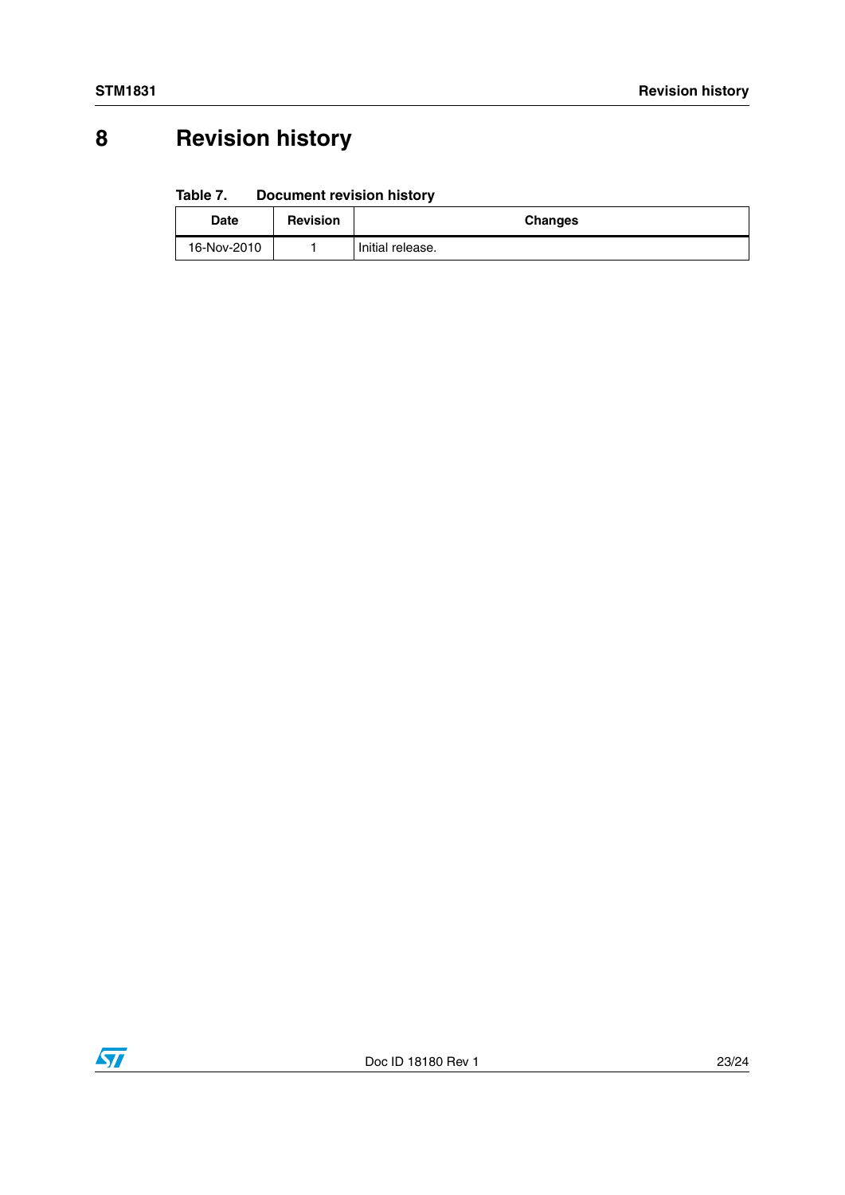# 8 Revision history

**Table 7. Document revision history**

| Date | Revision | Changes |
|---|---|---|
| 16-Nov-2010 | 1 | Initial release. |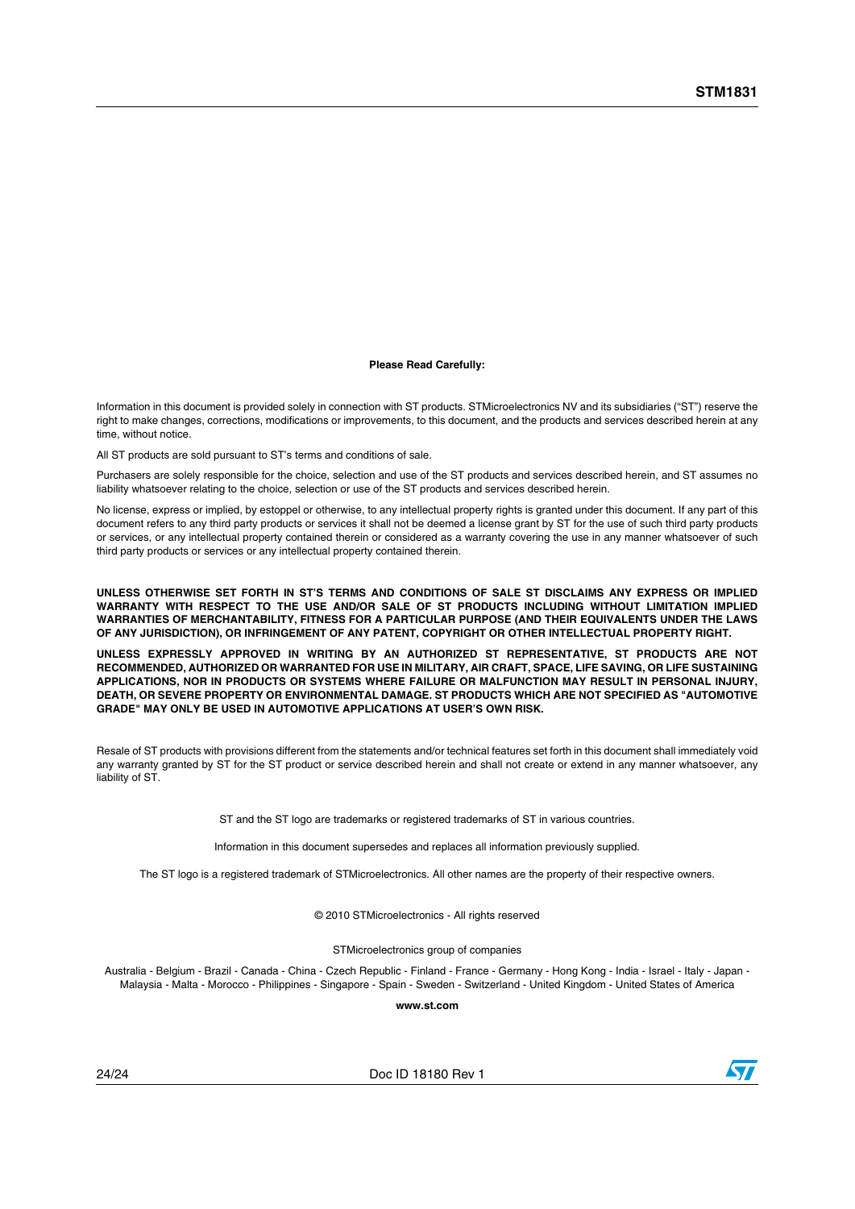**Please Read Carefully:**

Information in this document is provided solely in connection with ST products. STMicroelectronics NV and its subsidiaries ("ST") reserve the right to make changes, corrections, modifications or improvements, to this document, and the products and services described herein at any time, without notice.

All ST products are sold pursuant to ST's terms and conditions of sale.

Purchasers are solely responsible for the choice, selection and use of the ST products and services described herein, and ST assumes no liability whatsoever relating to the choice, selection or use of the ST products and services described herein.

No license, express or implied, by estoppel or otherwise, to any intellectual property rights is granted under this document. If any part of this document refers to any third party products or services it shall not be deemed a license grant by ST for the use of such third party products or services, or any intellectual property contained therein or considered as a warranty covering the use in any manner whatsoever of such third party products or services or any intellectual property contained therein.

**UNLESS OTHERWISE SET FORTH IN ST'S TERMS AND CONDITIONS OF SALE ST DISCLAIMS ANY EXPRESS OR IMPLIED WARRANTY WITH RESPECT TO THE USE AND/OR SALE OF ST PRODUCTS INCLUDING WITHOUT LIMITATION IMPLIED WARRANTIES OF MERCHANTABILITY, FITNESS FOR A PARTICULAR PURPOSE (AND THEIR EQUIVALENTS UNDER THE LAWS OF ANY JURISDICTION), OR INFRINGEMENT OF ANY PATENT, COPYRIGHT OR OTHER INTELLECTUAL PROPERTY RIGHT.**

**UNLESS EXPRESSLY APPROVED IN WRITING BY AN AUTHORIZED ST REPRESENTATIVE, ST PRODUCTS ARE NOT RECOMMENDED, AUTHORIZED OR WARRANTED FOR USE IN MILITARY, AIR CRAFT, SPACE, LIFE SAVING, OR LIFE SUSTAINING APPLICATIONS, NOR IN PRODUCTS OR SYSTEMS WHERE FAILURE OR MALFUNCTION MAY RESULT IN PERSONAL INJURY, DEATH, OR SEVERE PROPERTY OR ENVIRONMENTAL DAMAGE. ST PRODUCTS WHICH ARE NOT SPECIFIED AS "AUTOMOTIVE GRADE" MAY ONLY BE USED IN AUTOMOTIVE APPLICATIONS AT USER'S OWN RISK.**

Resale of ST products with provisions different from the statements and/or technical features set forth in this document shall immediately void any warranty granted by ST for the ST product or service described herein and shall not create or extend in any manner whatsoever, any liability of ST.

ST and the ST logo are trademarks or registered trademarks of ST in various countries.

Information in this document supersedes and replaces all information previously supplied.

The ST logo is a registered trademark of STMicroelectronics. All other names are the property of their respective owners.

© 2010 STMicroelectronics - All rights reserved

STMicroelectronics group of companies

Australia - Belgium - Brazil - Canada - China - Czech Republic - Finland - France - Germany - Hong Kong - India - Israel - Italy - Japan - Malaysia - Malta - Morocco - Philippines - Singapore - Spain - Sweden - Switzerland - United Kingdom - United States of America

**www.st.com**